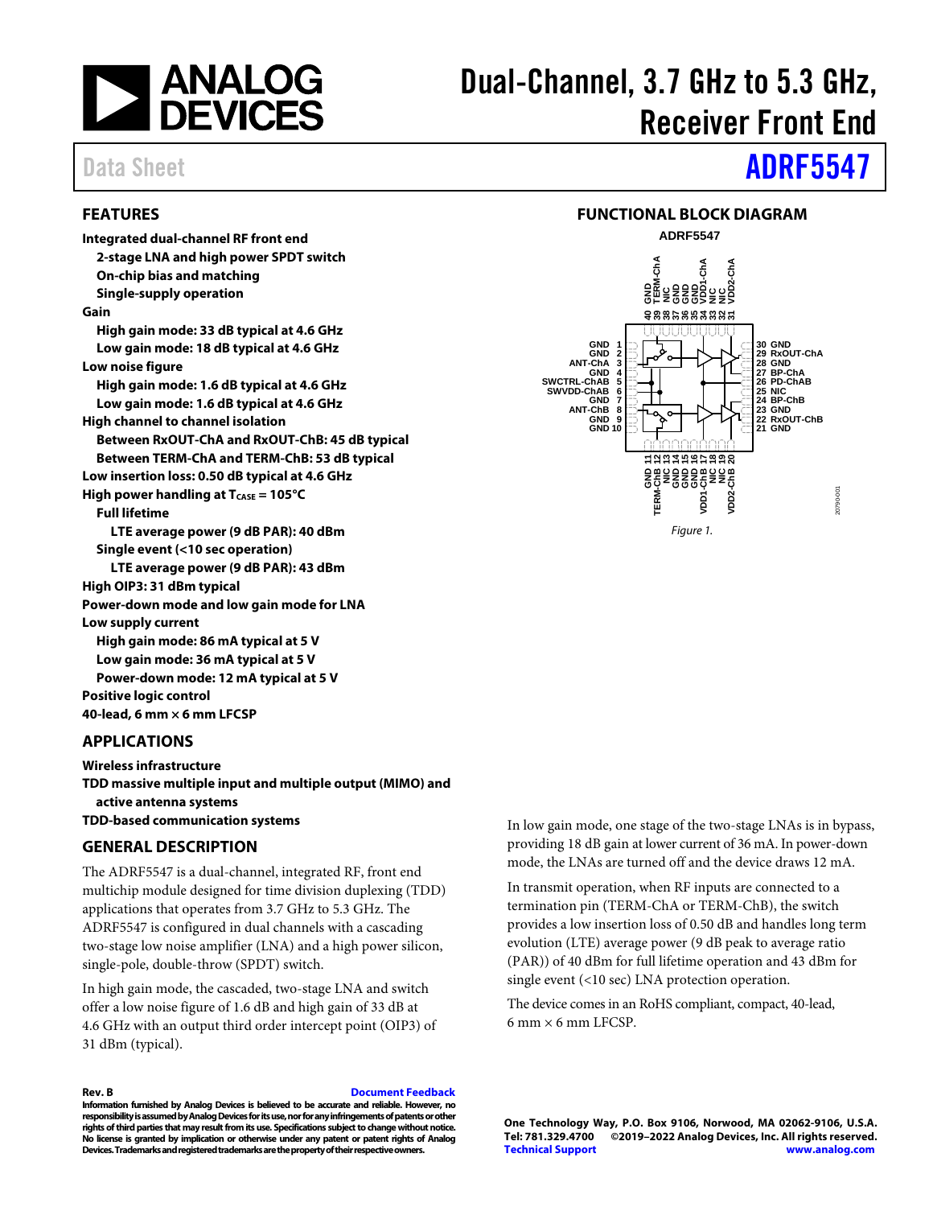# Dual-Channel, 3.7 GHz to 5.3 GHz, Receiver Front End

Data Sheet **ADRF5547**

## FEATURES

**Integrated dual-channel RF front end**
- **2-stage LNA and high power SPDT switch**
- **On-chip bias and matching**
- **Single-supply operation**

**Gain**
- **High gain mode: 33 dB typical at 4.6 GHz**
- **Low gain mode: 18 dB typical at 4.6 GHz**

**Low noise figure**
- **High gain mode: 1.6 dB typical at 4.6 GHz**
- **Low gain mode: 1.6 dB typical at 4.6 GHz**

**High channel to channel isolation**
- **Between RxOUT-ChA and RxOUT-ChB: 45 dB typical**
- **Between TERM-ChA and TERM-ChB: 53 dB typical**

**Low insertion loss: 0.50 dB typical at 4.6 GHz**

**High power handling at $T_{CASE}$ = 105°C**
- **Full lifetime**
  - **LTE average power (9 dB PAR): 40 dBm**
- **Single event (<10 sec operation)**
  - **LTE average power (9 dB PAR): 43 dBm**

**High OIP3: 31 dBm typical**

**Power-down mode and low gain mode for LNA**

**Low supply current**
- **High gain mode: 86 mA typical at 5 V**
- **Low gain mode: 36 mA typical at 5 V**
- **Power-down mode: 12 mA typical at 5 V**

**Positive logic control**

**40-lead, 6 mm × 6 mm LFCSP**

## APPLICATIONS

**Wireless infrastructure**

**TDD massive multiple input and multiple output (MIMO) and active antenna systems**

**TDD-based communication systems**

## FUNCTIONAL BLOCK DIAGRAM

Figure 1.

## GENERAL DESCRIPTION

The ADRF5547 is a dual-channel, integrated RF, front end multichip module designed for time division duplexing (TDD) applications that operates from 3.7 GHz to 5.3 GHz. The ADRF5547 is configured in dual channels with a cascading two-stage low noise amplifier (LNA) and a high power silicon, single-pole, double-throw (SPDT) switch.

In high gain mode, the cascaded, two-stage LNA and switch offer a low noise figure of 1.6 dB and high gain of 33 dB at 4.6 GHz with an output third order intercept point (OIP3) of 31 dBm (typical).

In low gain mode, one stage of the two-stage LNAs is in bypass, providing 18 dB gain at lower current of 36 mA. In power-down mode, the LNAs are turned off and the device draws 12 mA.

In transmit operation, when RF inputs are connected to a termination pin (TERM-ChA or TERM-ChB), the switch provides a low insertion loss of 0.50 dB and handles long term evolution (LTE) average power (9 dB peak to average ratio (PAR)) of 40 dBm for full lifetime operation and 43 dBm for single event (<10 sec) LNA protection operation.

The device comes in an RoHS compliant, compact, 40-lead, 6 mm × 6 mm LFCSP.

**Rev. B** [Document Feedback]

**Information furnished by Analog Devices is believed to be accurate and reliable. However, no responsibility is assumed by Analog Devices for its use, nor for any infringements of patents or other rights of third parties that may result from its use. Specifications subject to change without notice. No license is granted by implication or otherwise under any patent or patent rights of Analog Devices. Trademarks and registered trademarks are the property of their respective owners.**

**One Technology Way, P.O. Box 9106, Norwood, MA 02062-9106, U.S.A.**
**Tel: 781.329.4700 ©2019–2022 Analog Devices, Inc. All rights reserved.**
**Technical Support www.analog.com**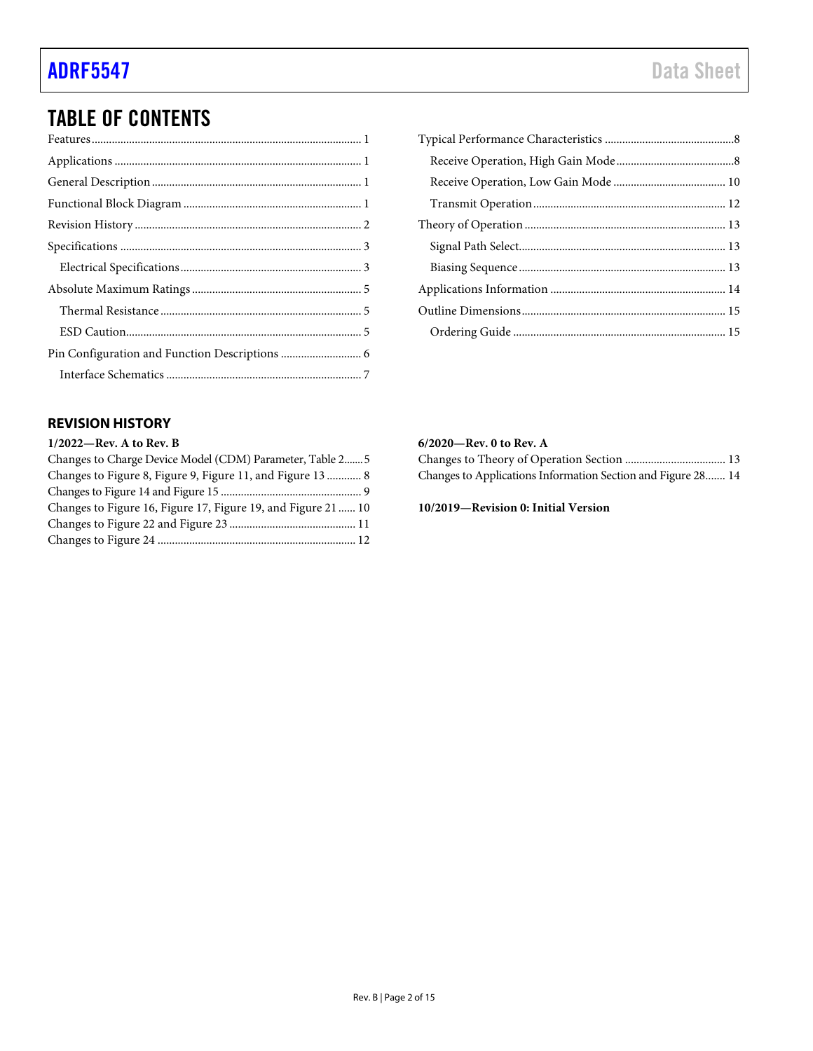## TABLE OF CONTENTS

Features ... 1
Applications ... 1
General Description ... 1
Functional Block Diagram ... 1
Revision History ... 2
Specifications ... 3
  Electrical Specifications ... 3
Absolute Maximum Ratings ... 5
  Thermal Resistance ... 5
  ESD Caution ... 5
Pin Configuration and Function Descriptions ... 6
  Interface Schematics ... 7
Typical Performance Characteristics ... 8
  Receive Operation, High Gain Mode ... 8
  Receive Operation, Low Gain Mode ... 10
  Transmit Operation ... 12
Theory of Operation ... 13
  Signal Path Select ... 13
  Biasing Sequence ... 13
Applications Information ... 14
Outline Dimensions ... 15
  Ordering Guide ... 15

## REVISION HISTORY

**1/2022—Rev. A to Rev. B**

Changes to Charge Device Model (CDM) Parameter, Table 2 ... 5
Changes to Figure 8, Figure 9, Figure 11, and Figure 13 ... 8
Changes to Figure 14 and Figure 15 ... 9
Changes to Figure 16, Figure 17, Figure 19, and Figure 21 ... 10
Changes to Figure 22 and Figure 23 ... 11
Changes to Figure 24 ... 12

**6/2020—Rev. 0 to Rev. A**

Changes to Theory of Operation Section ... 13
Changes to Applications Information Section and Figure 28 ... 14

**10/2019—Revision 0: Initial Version**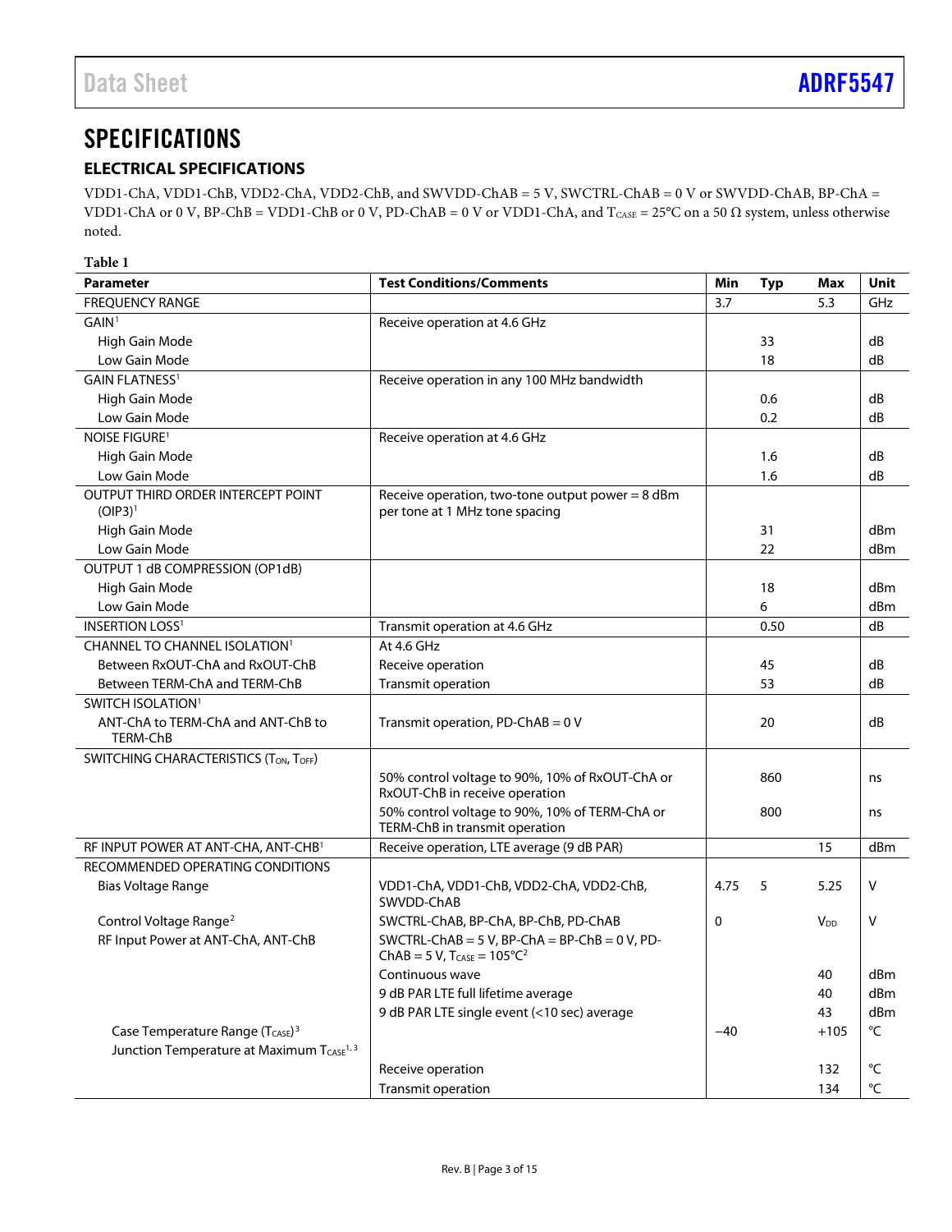# SPECIFICATIONS

## ELECTRICAL SPECIFICATIONS

VDD1-ChA, VDD1-ChB, VDD2-ChA, VDD2-ChB, and SWVDD-ChAB = 5 V, SWCTRL-ChAB = 0 V or SWVDD-ChAB, BP-ChA = VDD1-ChA or 0 V, BP-ChB = VDD1-ChB or 0 V, PD-ChAB = 0 V or VDD1-ChA, and $T_{CASE}$ = 25°C on a 50 Ω system, unless otherwise noted.

Table 1

| Parameter | Test Conditions/Comments | Min | Typ | Max | Unit |
|---|---|---|---|---|---|
| FREQUENCY RANGE | | 3.7 | | 5.3 | GHz |
| GAIN[1] | Receive operation at 4.6 GHz | | | | |
| High Gain Mode | | | 33 | | dB |
| Low Gain Mode | | | 18 | | dB |
| GAIN FLATNESS[1] | Receive operation in any 100 MHz bandwidth | | | | |
| High Gain Mode | | | 0.6 | | dB |
| Low Gain Mode | | | 0.2 | | dB |
| NOISE FIGURE[1] | Receive operation at 4.6 GHz | | | | |
| High Gain Mode | | | 1.6 | | dB |
| Low Gain Mode | | | 1.6 | | dB |
| OUTPUT THIRD ORDER INTERCEPT POINT (OIP3)[1] | Receive operation, two-tone output power = 8 dBm per tone at 1 MHz tone spacing | | | | |
| High Gain Mode | | | 31 | | dBm |
| Low Gain Mode | | | 22 | | dBm |
| OUTPUT 1 dB COMPRESSION (OP1dB) | | | | | |
| High Gain Mode | | | 18 | | dBm |
| Low Gain Mode | | | 6 | | dBm |
| INSERTION LOSS[1] | Transmit operation at 4.6 GHz | | 0.50 | | dB |
| CHANNEL TO CHANNEL ISOLATION[1] | At 4.6 GHz | | | | |
| Between RxOUT-ChA and RxOUT-ChB | Receive operation | | 45 | | dB |
| Between TERM-ChA and TERM-ChB | Transmit operation | | 53 | | dB |
| SWITCH ISOLATION[1] | | | | | |
| ANT-ChA to TERM-ChA and ANT-ChB to TERM-ChB | Transmit operation, PD-ChAB = 0 V | | 20 | | dB |
| SWITCHING CHARACTERISTICS ($T_{ON}$, $T_{OFF}$) | | | | | |
| | 50% control voltage to 90%, 10% of RxOUT-ChA or RxOUT-ChB in receive operation | | 860 | | ns |
| | 50% control voltage to 90%, 10% of TERM-ChA or TERM-ChB in transmit operation | | 800 | | ns |
| RF INPUT POWER AT ANT-CHA, ANT-CHB[1] | Receive operation, LTE average (9 dB PAR) | | | 15 | dBm |
| RECOMMENDED OPERATING CONDITIONS | | | | | |
| Bias Voltage Range | VDD1-ChA, VDD1-ChB, VDD2-ChA, VDD2-ChB, SWVDD-ChAB | 4.75 | 5 | 5.25 | V |
| Control Voltage Range[2] | SWCTRL-ChAB, BP-ChA, BP-ChB, PD-ChAB | 0 | | $V_{DD}$ | V |
| RF Input Power at ANT-ChA, ANT-ChB | SWCTRL-ChAB = 5 V, BP-ChA = BP-ChB = 0 V, PD-ChAB = 5 V, $T_{CASE}$ = 105°C[2] | | | | |
| | Continuous wave | | | 40 | dBm |
| | 9 dB PAR LTE full lifetime average | | | 40 | dBm |
| | 9 dB PAR LTE single event (<10 sec) average | | | 43 | dBm |
| Case Temperature Range ($T_{CASE}$)[3] | | −40 | | +105 | °C |
| Junction Temperature at Maximum $T_{CASE}$[1, 3] | | | | | |
| | Receive operation | | | 132 | °C |
| | Transmit operation | | | 134 | °C |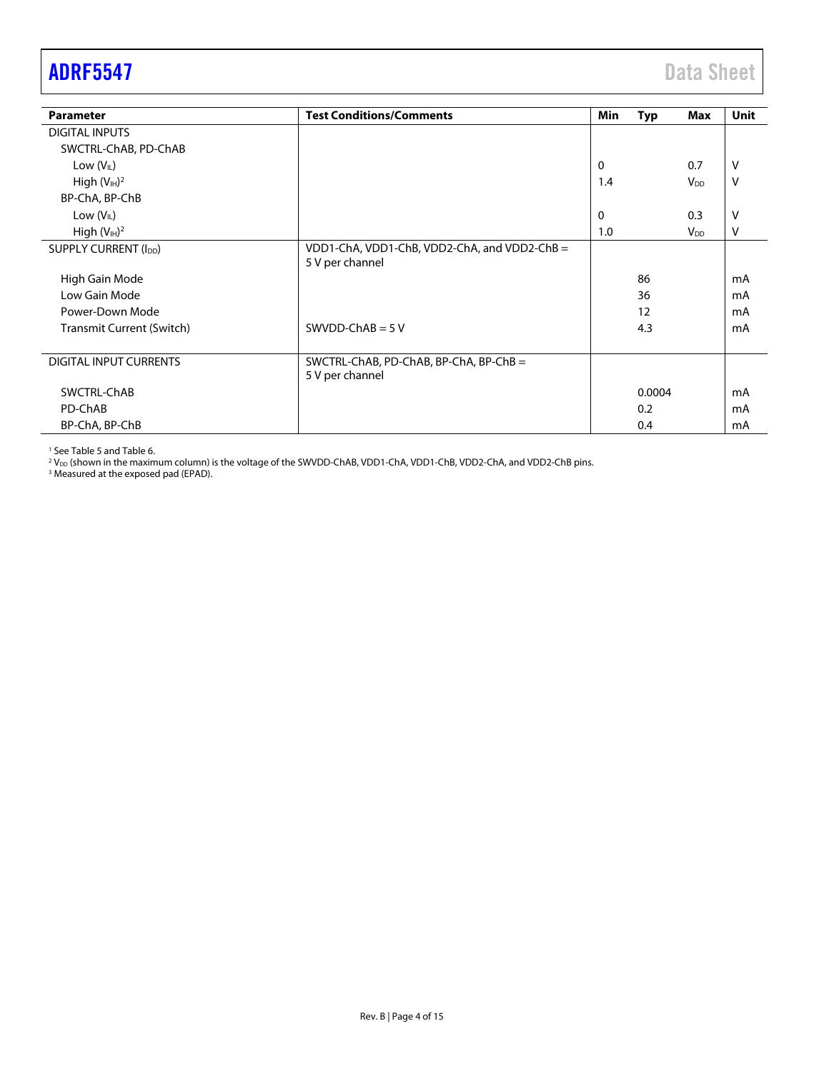| Parameter | Test Conditions/Comments | Min | Typ | Max | Unit |
|---|---|---|---|---|---|
| DIGITAL INPUTS | | | | | |
| SWCTRL-ChAB, PD-ChAB | | | | | |
| Low ($V_{IL}$) | | 0 | | 0.7 | V |
| High ($V_{IH}$)[2] | | 1.4 | | $V_{DD}$ | V |
| BP-ChA, BP-ChB | | | | | |
| Low ($V_{IL}$) | | 0 | | 0.3 | V |
| High ($V_{IH}$)[2] | | 1.0 | | $V_{DD}$ | V |
| SUPPLY CURRENT ($I_{DD}$) | VDD1-ChA, VDD1-ChB, VDD2-ChA, and VDD2-ChB = 5 V per channel | | | | |
| High Gain Mode | | | 86 | | mA |
| Low Gain Mode | | | 36 | | mA |
| Power-Down Mode | | | 12 | | mA |
| Transmit Current (Switch) | SWVDD-ChAB = 5 V | | 4.3 | | mA |
| DIGITAL INPUT CURRENTS | SWCTRL-ChAB, PD-ChAB, BP-ChA, BP-ChB = 5 V per channel | | | | |
| SWCTRL-ChAB | | | 0.0004 | | mA |
| PD-ChAB | | | 0.2 | | mA |
| BP-ChA, BP-ChB | | | 0.4 | | mA |

[1] See Table 5 and Table 6.
[2] $V_{DD}$ (shown in the maximum column) is the voltage of the SWVDD-ChAB, VDD1-ChA, VDD1-ChB, VDD2-ChA, and VDD2-ChB pins.
[3] Measured at the exposed pad (EPAD).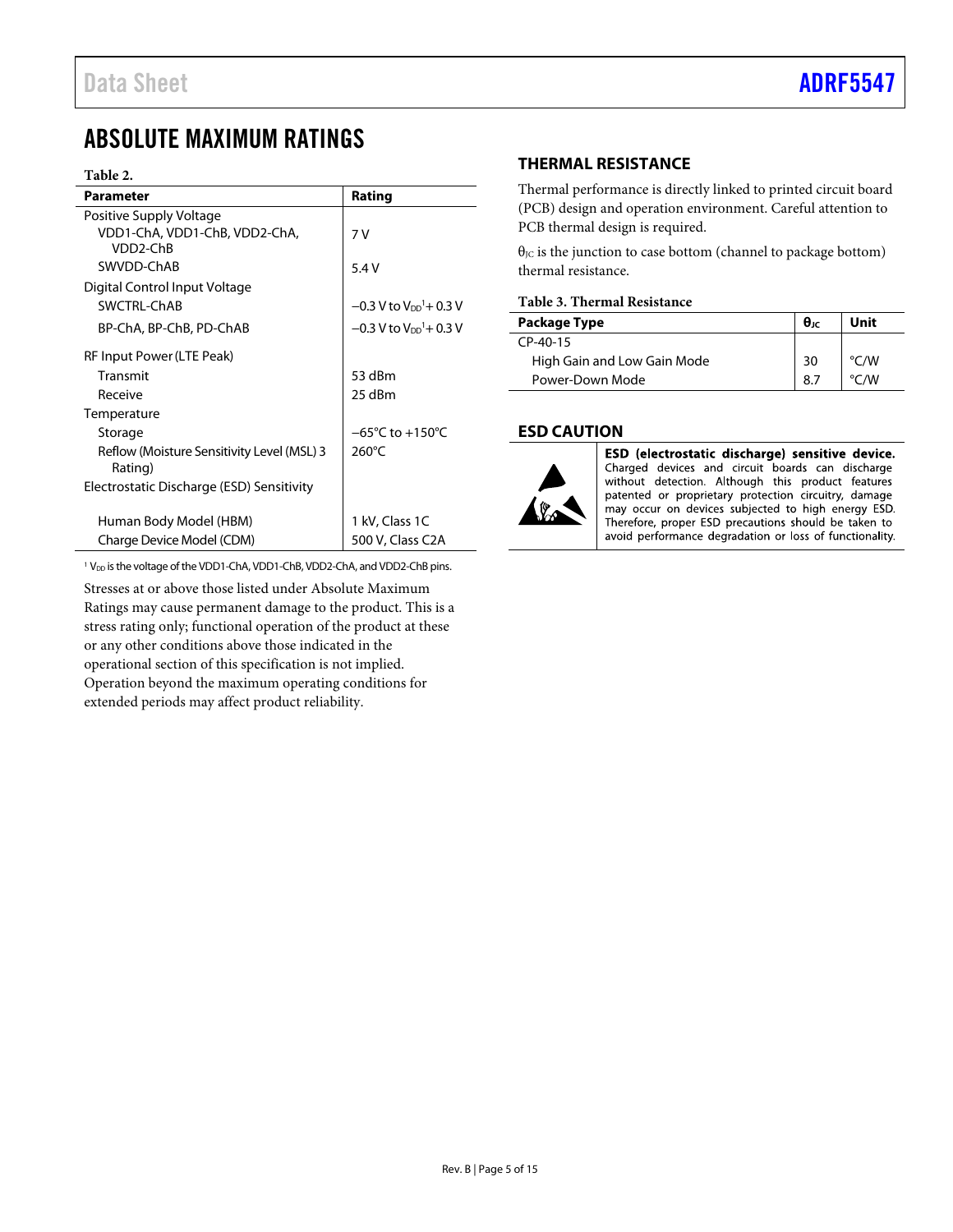# ABSOLUTE MAXIMUM RATINGS

**Table 2.**

| Parameter | Rating |
|---|---|
| Positive Supply Voltage | |
| VDD1-ChA, VDD1-ChB, VDD2-ChA, VDD2-ChB | 7 V |
| SWVDD-ChAB | 5.4 V |
| Digital Control Input Voltage | |
| SWCTRL-ChAB | −0.3 V to $V_{DD}$[1] + 0.3 V |
| BP-ChA, BP-ChB, PD-ChAB | −0.3 V to $V_{DD}$[1] + 0.3 V |
| RF Input Power (LTE Peak) | |
| Transmit | 53 dBm |
| Receive | 25 dBm |
| Temperature | |
| Storage | −65°C to +150°C |
| Reflow (Moisture Sensitivity Level (MSL) 3 Rating) | 260°C |
| Electrostatic Discharge (ESD) Sensitivity | |
| Human Body Model (HBM) | 1 kV, Class 1C |
| Charge Device Model (CDM) | 500 V, Class C2A |

[1] $V_{DD}$ is the voltage of the VDD1-ChA, VDD1-ChB, VDD2-ChA, and VDD2-ChB pins.

Stresses at or above those listed under Absolute Maximum Ratings may cause permanent damage to the product. This is a stress rating only; functional operation of the product at these or any other conditions above those indicated in the operational section of this specification is not implied. Operation beyond the maximum operating conditions for extended periods may affect product reliability.

## THERMAL RESISTANCE

Thermal performance is directly linked to printed circuit board (PCB) design and operation environment. Careful attention to PCB thermal design is required.

$\theta_{JC}$ is the junction to case bottom (channel to package bottom) thermal resistance.

**Table 3. Thermal Resistance**

| Package Type | $\theta_{JC}$ | Unit |
|---|---|---|
| CP-40-15 | | |
| High Gain and Low Gain Mode | 30 | °C/W |
| Power-Down Mode | 8.7 | °C/W |

## ESD CAUTION

**ESD (electrostatic discharge) sensitive device.** Charged devices and circuit boards can discharge without detection. Although this product features patented or proprietary protection circuitry, damage may occur on devices subjected to high energy ESD. Therefore, proper ESD precautions should be taken to avoid performance degradation or loss of functionality.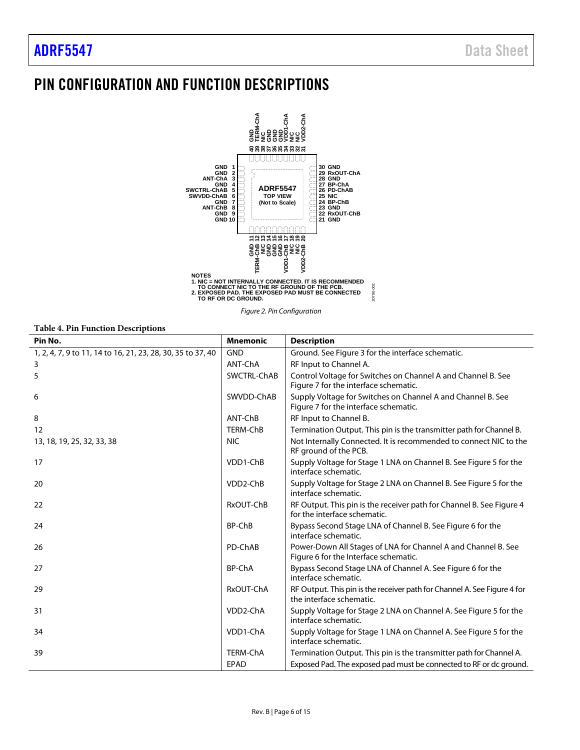# PIN CONFIGURATION AND FUNCTION DESCRIPTIONS

NOTES
1. NIC = NOT INTERNALLY CONNECTED. IT IS RECOMMENDED TO CONNECT NIC TO THE RF GROUND OF THE PCB.
2. EXPOSED PAD. THE EXPOSED PAD MUST BE CONNECTED TO RF OR DC GROUND.

*Figure 2. Pin Configuration*

**Table 4. Pin Function Descriptions**

| Pin No. | Mnemonic | Description |
|---|---|---|
| 1, 2, 4, 7, 9 to 11, 14 to 16, 21, 23, 28, 30, 35 to 37, 40 | GND | Ground. See Figure 3 for the interface schematic. |
| 3 | ANT-ChA | RF Input to Channel A. |
| 5 | SWCTRL-ChAB | Control Voltage for Switches on Channel A and Channel B. See Figure 7 for the interface schematic. |
| 6 | SWVDD-ChAB | Supply Voltage for Switches on Channel A and Channel B. See Figure 7 for the interface schematic. |
| 8 | ANT-ChB | RF Input to Channel B. |
| 12 | TERM-ChB | Termination Output. This pin is the transmitter path for Channel B. |
| 13, 18, 19, 25, 32, 33, 38 | NIC | Not Internally Connected. It is recommended to connect NIC to the RF ground of the PCB. |
| 17 | VDD1-ChB | Supply Voltage for Stage 1 LNA on Channel B. See Figure 5 for the interface schematic. |
| 20 | VDD2-ChB | Supply Voltage for Stage 2 LNA on Channel B. See Figure 5 for the interface schematic. |
| 22 | RxOUT-ChB | RF Output. This pin is the receiver path for Channel B. See Figure 4 for the interface schematic. |
| 24 | BP-ChB | Bypass Second Stage LNA of Channel B. See Figure 6 for the interface schematic. |
| 26 | PD-ChAB | Power-Down All Stages of LNA for Channel A and Channel B. See Figure 6 for the Interface schematic. |
| 27 | BP-ChA | Bypass Second Stage LNA of Channel A. See Figure 6 for the interface schematic. |
| 29 | RxOUT-ChA | RF Output. This pin is the receiver path for Channel A. See Figure 4 for the interface schematic. |
| 31 | VDD2-ChA | Supply Voltage for Stage 2 LNA on Channel A. See Figure 5 for the interface schematic. |
| 34 | VDD1-ChA | Supply Voltage for Stage 1 LNA on Channel A. See Figure 5 for the interface schematic. |
| 39 | TERM-ChA | Termination Output. This pin is the transmitter path for Channel A. |
| | EPAD | Exposed Pad. The exposed pad must be connected to RF or dc ground. |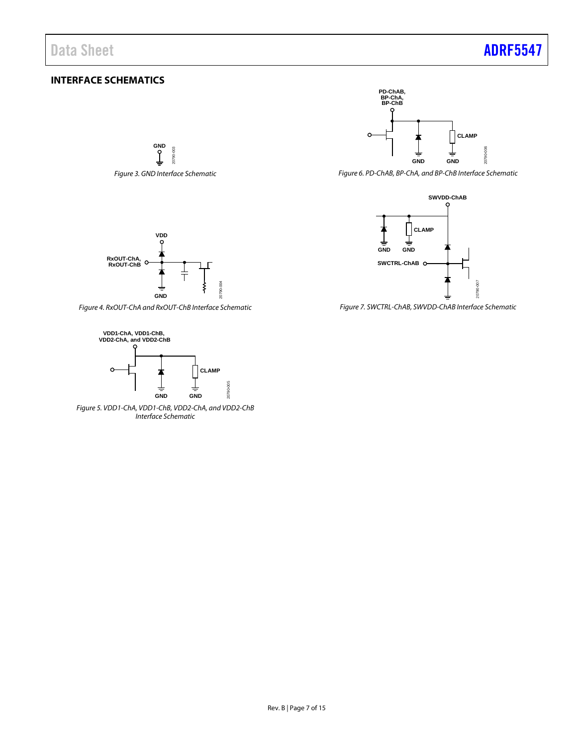## INTERFACE SCHEMATICS

*Figure 3. GND Interface Schematic*

*Figure 4. RxOUT-ChA and RxOUT-ChB Interface Schematic*

*Figure 5. VDD1-ChA, VDD1-ChB, VDD2-ChA, and VDD2-ChB Interface Schematic*

*Figure 6. PD-ChAB, BP-ChA, and BP-ChB Interface Schematic*

*Figure 7. SWCTRL-ChAB, SWVDD-ChAB Interface Schematic*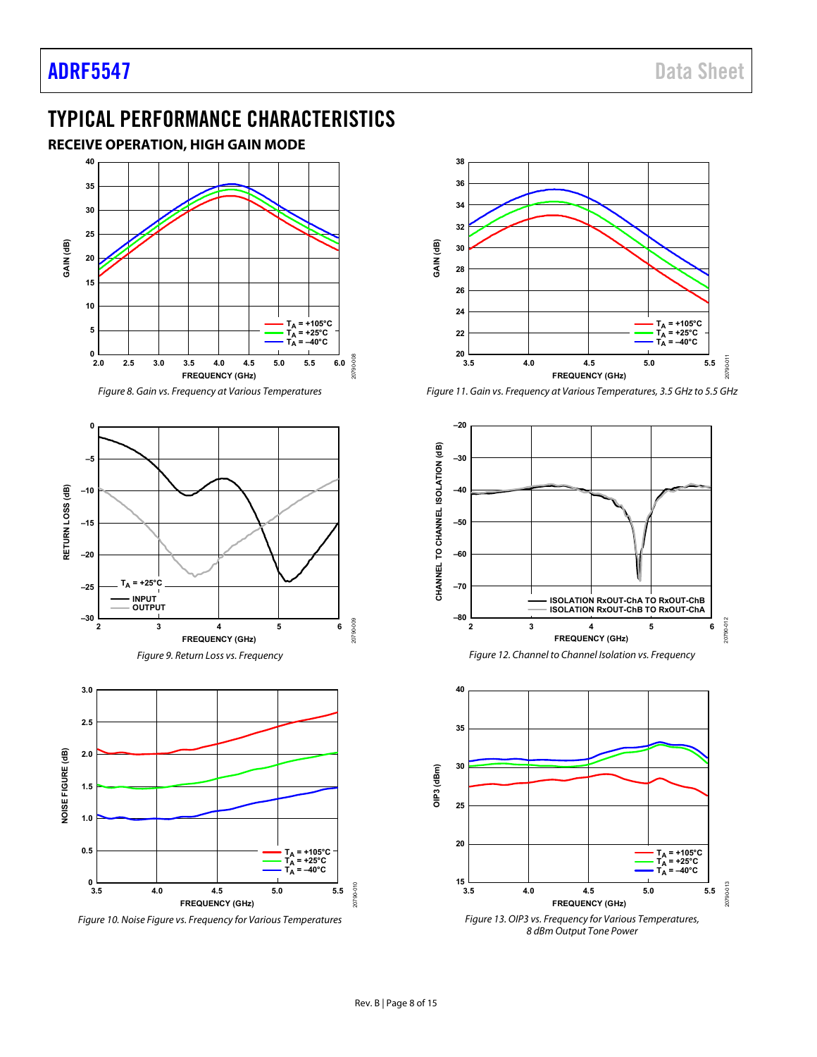# TYPICAL PERFORMANCE CHARACTERISTICS

## RECEIVE OPERATION, HIGH GAIN MODE

*Figure 8. Gain vs. Frequency at Various Temperatures*

*Figure 9. Return Loss vs. Frequency*

*Figure 10. Noise Figure vs. Frequency for Various Temperatures*

*Figure 11. Gain vs. Frequency at Various Temperatures, 3.5 GHz to 5.5 GHz*

*Figure 12. Channel to Channel Isolation vs. Frequency*

*Figure 13. OIP3 vs. Frequency for Various Temperatures, 8 dBm Output Tone Power*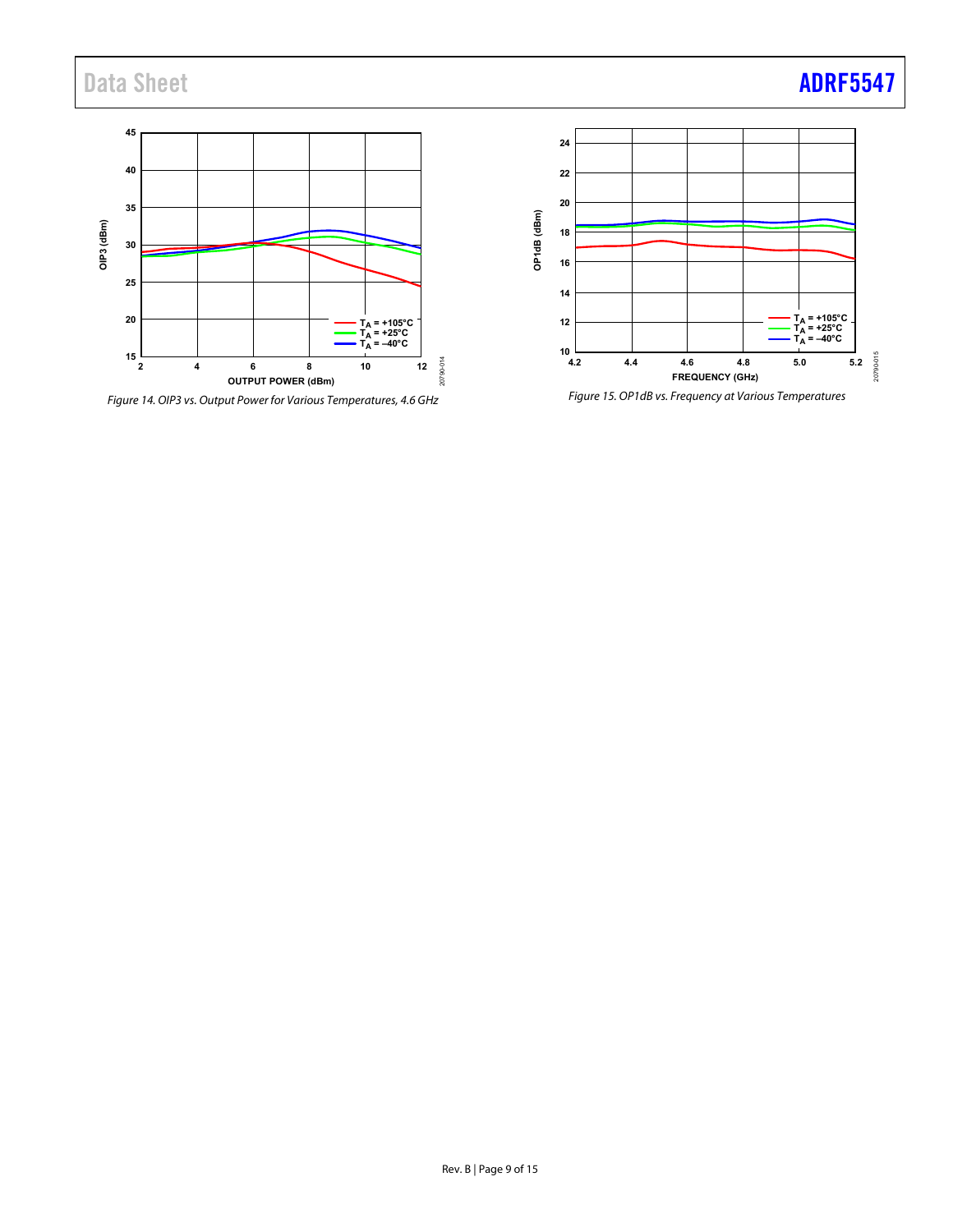Figure 14. OIP3 vs. Output Power for Various Temperatures, 4.6 GHz

Figure 15. OP1dB vs. Frequency at Various Temperatures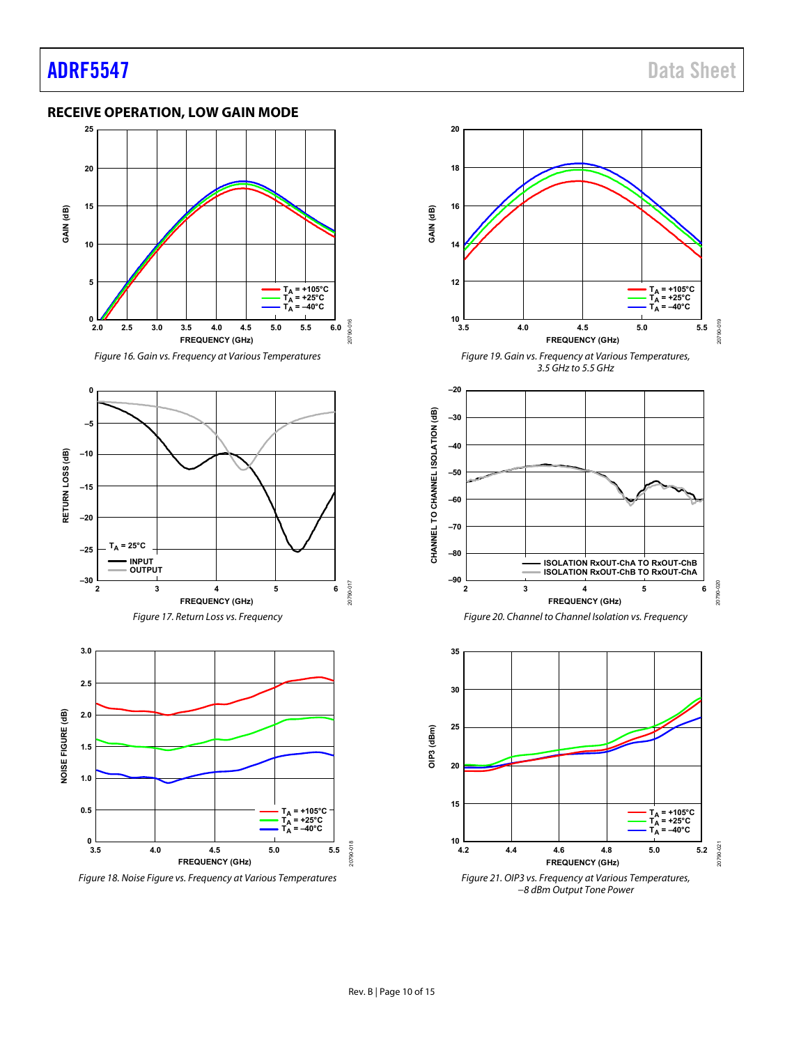## RECEIVE OPERATION, LOW GAIN MODE

Figure 16. Gain vs. Frequency at Various Temperatures

Figure 17. Return Loss vs. Frequency

Figure 18. Noise Figure vs. Frequency at Various Temperatures

Figure 19. Gain vs. Frequency at Various Temperatures, 3.5 GHz to 5.5 GHz

Figure 20. Channel to Channel Isolation vs. Frequency

Figure 21. OIP3 vs. Frequency at Various Temperatures, −8 dBm Output Tone Power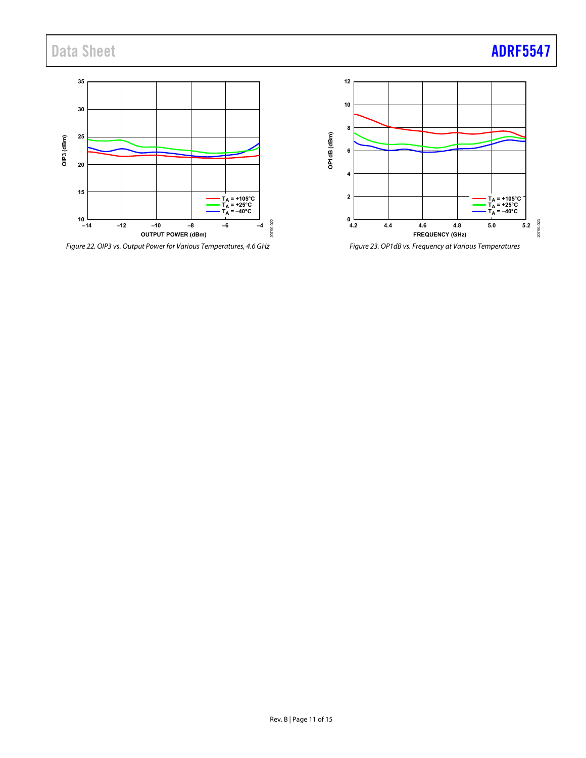Figure 22. OIP3 vs. Output Power for Various Temperatures, 4.6 GHz

Figure 23. OP1dB vs. Frequency at Various Temperatures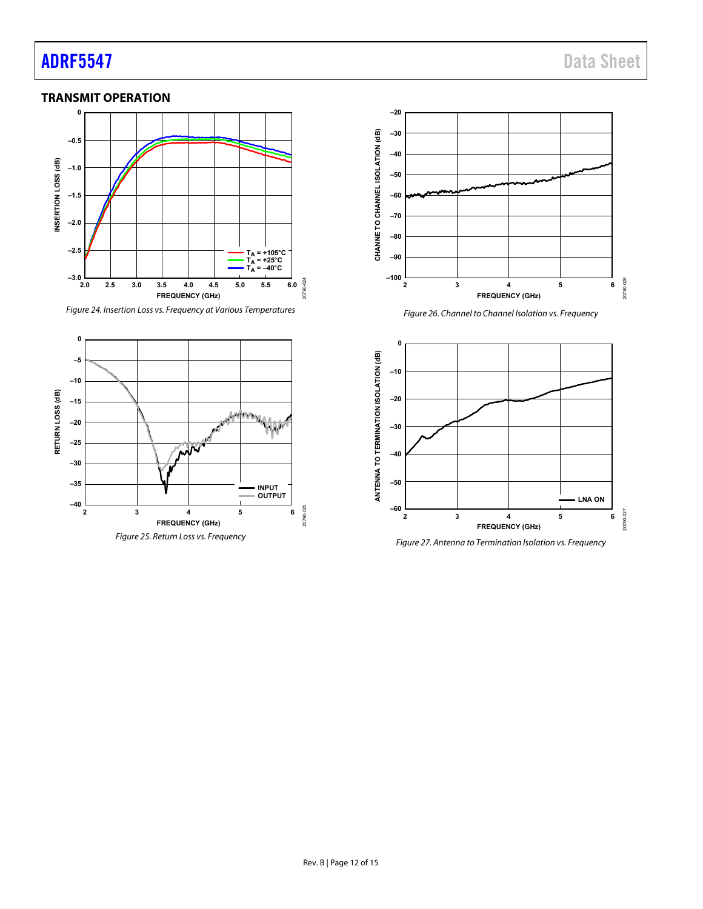## TRANSMIT OPERATION

Figure 24. Insertion Loss vs. Frequency at Various Temperatures

Figure 25. Return Loss vs. Frequency

Figure 26. Channel to Channel Isolation vs. Frequency

Figure 27. Antenna to Termination Isolation vs. Frequency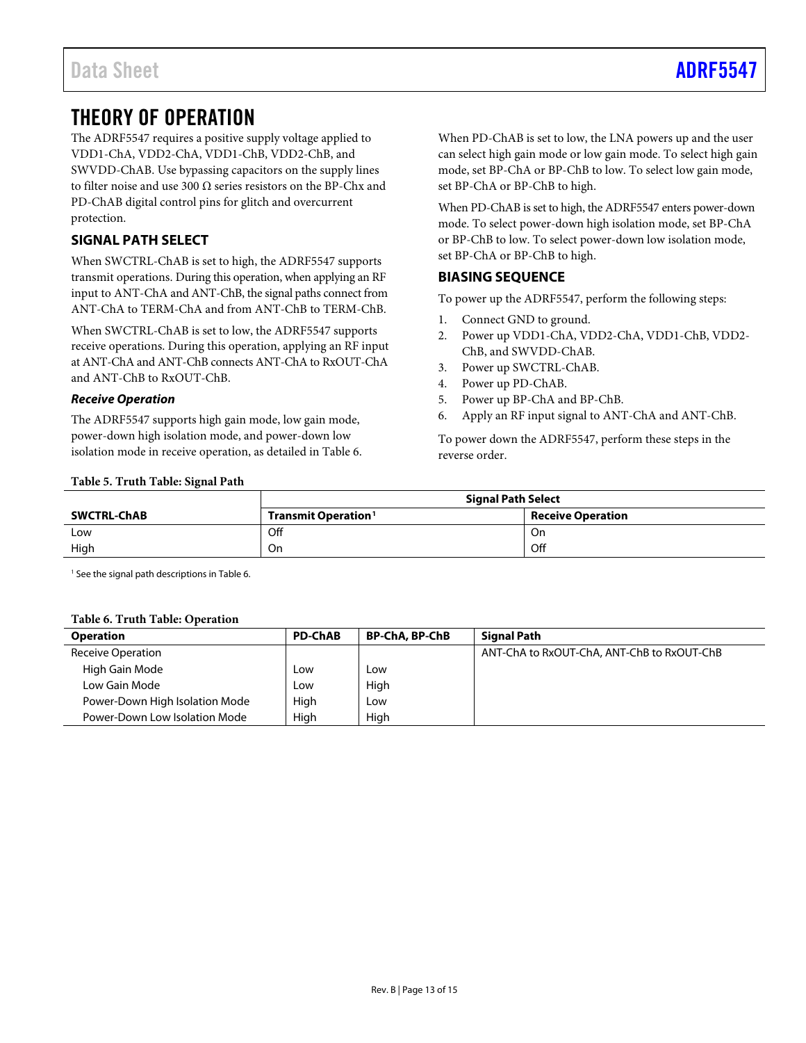# THEORY OF OPERATION

The ADRF5547 requires a positive supply voltage applied to VDD1-ChA, VDD2-ChA, VDD1-ChB, VDD2-ChB, and SWVDD-ChAB. Use bypassing capacitors on the supply lines to filter noise and use 300 Ω series resistors on the BP-Chx and PD-ChAB digital control pins for glitch and overcurrent protection.

## SIGNAL PATH SELECT

When SWCTRL-ChAB is set to high, the ADRF5547 supports transmit operations. During this operation, when applying an RF input to ANT-ChA and ANT-ChB, the signal paths connect from ANT-ChA to TERM-ChA and from ANT-ChB to TERM-ChB.

When SWCTRL-ChAB is set to low, the ADRF5547 supports receive operations. During this operation, applying an RF input at ANT-ChA and ANT-ChB connects ANT-ChA to RxOUT-ChA and ANT-ChB to RxOUT-ChB.

### *Receive Operation*

The ADRF5547 supports high gain mode, low gain mode, power-down high isolation mode, and power-down low isolation mode in receive operation, as detailed in Table 6.

When PD-ChAB is set to low, the LNA powers up and the user can select high gain mode or low gain mode. To select high gain mode, set BP-ChA or BP-ChB to low. To select low gain mode, set BP-ChA or BP-ChB to high.

When PD-ChAB is set to high, the ADRF5547 enters power-down mode. To select power-down high isolation mode, set BP-ChA or BP-ChB to low. To select power-down low isolation mode, set BP-ChA or BP-ChB to high.

## BIASING SEQUENCE

To power up the ADRF5547, perform the following steps:

1. Connect GND to ground.
2. Power up VDD1-ChA, VDD2-ChA, VDD1-ChB, VDD2-ChB, and SWVDD-ChAB.
3. Power up SWCTRL-ChAB.
4. Power up PD-ChAB.
5. Power up BP-ChA and BP-ChB.
6. Apply an RF input signal to ANT-ChA and ANT-ChB.

To power down the ADRF5547, perform these steps in the reverse order.

**Table 5. Truth Table: Signal Path**

| | Signal Path Select | |
|---|---|---|
| **SWCTRL-ChAB** | **Transmit Operation**[1] | **Receive Operation** |
| Low | Off | On |
| High | On | Off |

[1] See the signal path descriptions in Table 6.

**Table 6. Truth Table: Operation**

| Operation | PD-ChAB | BP-ChA, BP-ChB | Signal Path |
|---|---|---|---|
| Receive Operation | | | ANT-ChA to RxOUT-ChA, ANT-ChB to RxOUT-ChB |
| High Gain Mode | Low | Low | |
| Low Gain Mode | Low | High | |
| Power-Down High Isolation Mode | High | Low | |
| Power-Down Low Isolation Mode | High | High | |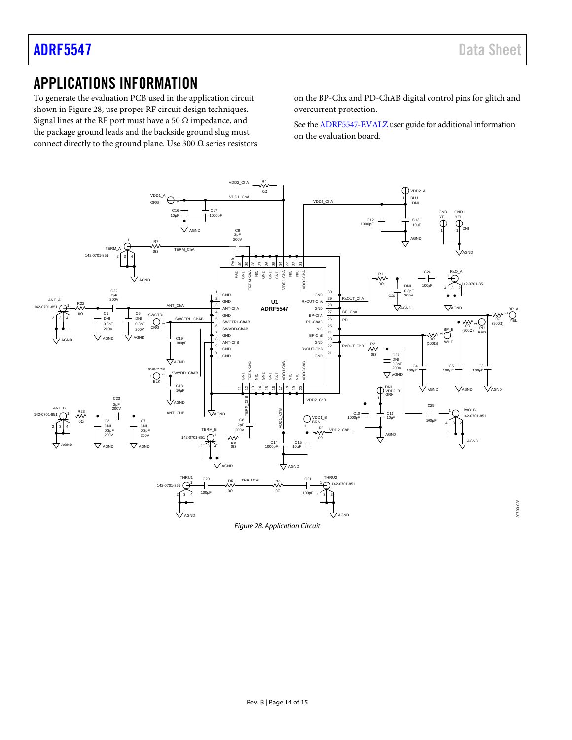# APPLICATIONS INFORMATION

To generate the evaluation PCB used in the application circuit shown in Figure 28, use proper RF circuit design techniques. Signal lines at the RF port must have a 50 Ω impedance, and the package ground leads and the backside ground slug must connect directly to the ground plane. Use 300 Ω series resistors on the BP-Chx and PD-ChAB digital control pins for glitch and overcurrent protection.

See the ADRF5547-EVALZ user guide for additional information on the evaluation board.

*Figure 28. Application Circuit*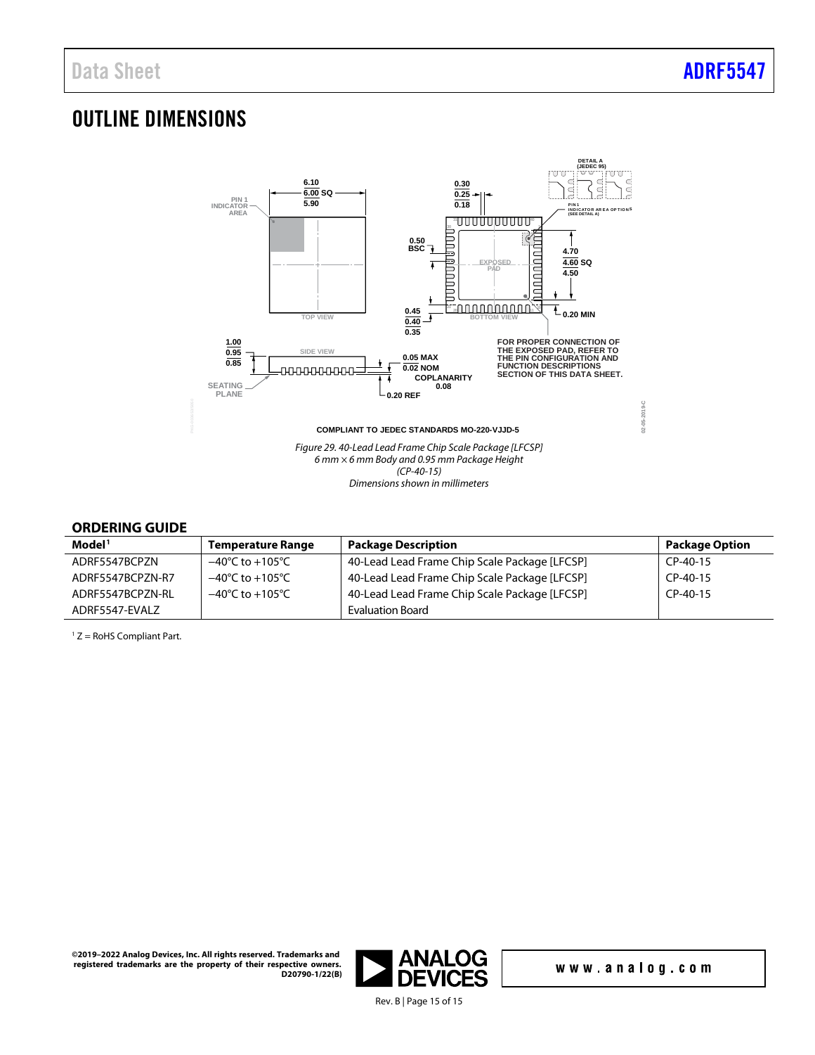# OUTLINE DIMENSIONS

PIN 1 INDICATOR AREA

6.10
6.00 SQ
5.90

TOP VIEW

0.30
0.25
0.18

0.50 BSC

EXPOSED PAD

BOTTOM VIEW

4.70
4.60 SQ
4.50

0.45
0.40
0.35

0.20 MIN

DETAIL A (JEDEC 95)

PIN 1 INDICATOR AREA OPTIONS (SEE DETAIL A)

1.00
0.95
0.85

SIDE VIEW

SEATING PLANE

0.05 MAX
0.02 NOM

COPLANARITY
0.08

0.20 REF

FOR PROPER CONNECTION OF THE EXPOSED PAD, REFER TO THE PIN CONFIGURATION AND FUNCTION DESCRIPTIONS SECTION OF THIS DATA SHEET.

COMPLIANT TO JEDEC STANDARDS MO-220-VJJD-5

02-05-2019-C

*Figure 29. 40-Lead Lead Frame Chip Scale Package [LFCSP]*
*6 mm × 6 mm Body and 0.95 mm Package Height*
*(CP-40-15)*
*Dimensions shown in millimeters*

## ORDERING GUIDE

| Model[1] | Temperature Range | Package Description | Package Option |
|---|---|---|---|
| ADRF5547BCPZN | −40°C to +105°C | 40-Lead Lead Frame Chip Scale Package [LFCSP] | CP-40-15 |
| ADRF5547BCPZN-R7 | −40°C to +105°C | 40-Lead Lead Frame Chip Scale Package [LFCSP] | CP-40-15 |
| ADRF5547BCPZN-RL | −40°C to +105°C | 40-Lead Lead Frame Chip Scale Package [LFCSP] | CP-40-15 |
| ADRF5547-EVALZ | | Evaluation Board | |

[1] Z = RoHS Compliant Part.

©2019–2022 Analog Devices, Inc. All rights reserved. Trademarks and registered trademarks are the property of their respective owners.
D20790-1/22(B)

www.analog.com